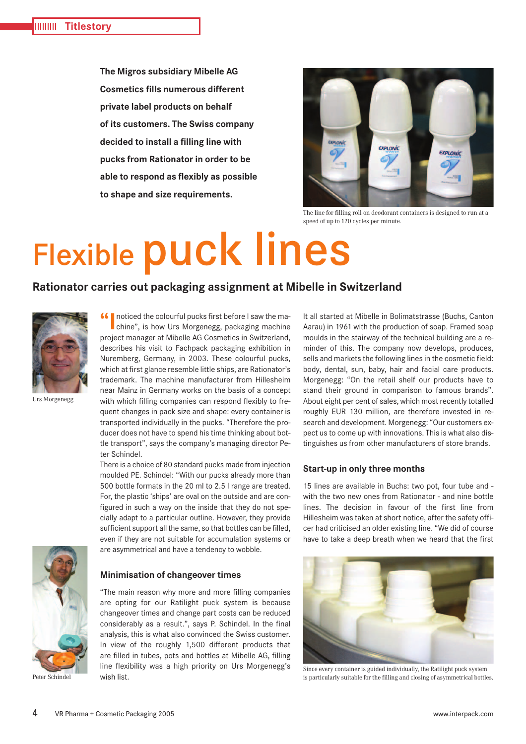Titlestory

**The Migros subsidiary Mibelle AG Cosmetics fills numerous different private label products on behalf of its customers. The Swiss company decided to install a filling line with pucks from Rationator in order to be able to respond as flexibly as possible to shape and size requirements.**

The line for filling roll-on deodorant containers is designed to run at a speed of up to 120 cycles per minute.

# Flexible puck lines

## Rationator carries out packaging assignment at Mibelle in Switzerland

Urs Morgenegg

"I noticed the colourful pucks first before I saw the machine", is how Urs Morgenegg, packaging machine project manager at Mibelle AG Cosmetics in Switzerland, describes his visit to Fachpack packaging exhibition in Nuremberg, Germany, in 2003. These colourful pucks, which at first glance resemble little ships, are Rationator's trademark. The machine manufacturer from Hillesheim near Mainz in Germany works on the basis of a concept with which filling companies can respond flexibly to frequent changes in pack size and shape: every container is transported individually in the pucks. "Therefore the producer does not have to spend his time thinking about bottle transport", says the company's managing director Peter Schindel.

There is a choice of 80 standard pucks made from injection moulded PE. Schindel: "With our pucks already more than 500 bottle formats in the 20 ml to 2.5 l range are treated. For, the plastic 'ships' are oval on the outside and are configured in such a way on the inside that they do not specially adapt to a particular outline. However, they provide sufficient support all the same, so that bottles can be filled, even if they are not suitable for accumulation systems or are asymmetrical and have a tendency to wobble.

Peter Schindel

### Minimisation of changeover times

"The main reason why more and more filling companies are opting for our Ratilight puck system is because changeover times and change part costs can be reduced considerably as a result.", says P. Schindel. In the final analysis, this is what also convinced the Swiss customer. In view of the roughly 1,500 different products that are filled in tubes, pots and bottles at Mibelle AG, filling line flexibility was a high priority on Urs Morgenegg's wish list.

It all started at Mibelle in Bolimatstrasse (Buchs, Canton Aarau) in 1961 with the production of soap. Framed soap moulds in the stairway of the technical building are a reminder of this. The company now develops, produces, sells and markets the following lines in the cosmetic field: body, dental, sun, baby, hair and facial care products. Morgenegg: "On the retail shelf our products have to stand their ground in comparison to famous brands". About eight per cent of sales, which most recently totalled roughly EUR 130 million, are therefore invested in research and development. Morgenegg: "Our customers expect us to come up with innovations. This is what also distinguishes us from other manufacturers of store brands.

### Start-up in only three months

15 lines are available in Buchs: two pot, four tube and - with the two new ones from Rationator - and nine bottle lines. The decision in favour of the first line from Hillesheim was taken at short notice, after the safety officer had criticised an older existing line. "We did of course have to take a deep breath when we heard that the first

Since every container is guided individually, the Ratilight puck system is particularly suitable for the filling and closing of asymmetrical bottles.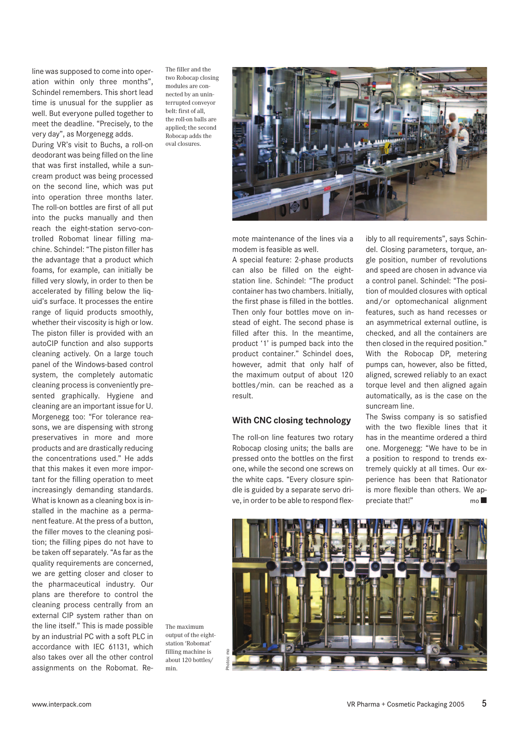line was supposed to come into operation within only three months", Schindel remembers. This short lead time is unusual for the supplier as well. But everyone pulled together to meet the deadline. "Precisely, to the very day", as Morgenegg adds.

During VR's visit to Buchs, a roll-on deodorant was being filled on the line that was first installed, while a suncream product was being processed on the second line, which was put into operation three months later. The roll-on bottles are first of all put into the pucks manually and then reach the eight-station servo-controlled Robomat linear filling machine. Schindel: "The piston filler has the advantage that a product which foams, for example, can initially be filled very slowly, in order to then be accelerated by filling below the liquid's surface. It processes the entire range of liquid products smoothly, whether their viscosity is high or low. The piston filler is provided with an autoCIP function and also supports cleaning actively. On a large touch panel of the Windows-based control system, the completely automatic cleaning process is conveniently presented graphically. Hygiene and cleaning are an important issue for U. Morgenegg too: "For tolerance reasons, we are dispensing with strong preservatives in more and more products and are drastically reducing the concentrations used." He adds that this makes it even more important for the filling operation to meet increasingly demanding standards. What is known as a cleaning box is installed in the machine as a permanent feature. At the press of a button, the filler moves to the cleaning position; the filling pipes do not have to be taken off separately. "As far as the quality requirements are concerned, we are getting closer and closer to the pharmaceutical industry. Our plans are therefore to control the cleaning process centrally from an external CIP system rather than on the line itself." This is made possible by an industrial PC with a soft PLC in accordance with IEC 61131, which also takes over all the other control assignments on the Robomat. Remote maintenance of the lines via a modem is feasible as well.

The filler and the two Robocap closing modules are connected by an uninterrupted conveyor belt: first of all, the roll-on balls are applied; the second Robocap adds the oval closures.

A special feature: 2-phase products can also be filled on the eight-station line. Schindel: "The product container has two chambers. Initially, the first phase is filled in the bottles. Then only four bottles move on instead of eight. The second phase is filled after this. In the meantime, product '1' is pumped back into the product container." Schindel does, however, admit that only half of the maximum output of about 120 bottles/min. can be reached as a result.

## With CNC closing technology

The roll-on line features two rotary Robocap closing units; the balls are pressed onto the bottles on the first one, while the second one screws on the white caps. "Every closure spindle is guided by a separate servo drive, in order to be able to respond flexibly to all requirements", says Schindel. Closing parameters, torque, angle position, number of revolutions and speed are chosen in advance via a control panel. Schindel: "The position of moulded closures with optical and/or optomechanical alignment features, such as hand recesses or an asymmetrical external outline, is checked, and all the containers are then closed in the required position." With the Robocap DP, metering pumps can, however, also be fitted, aligned, screwed reliably to an exact torque level and then aligned again automatically, as is the case on the suncream line.

The Swiss company is so satisfied with the two flexible lines that it has in the meantime ordered a third one. Morgenegg: "We have to be in a position to respond to trends extremely quickly at all times. Our experience has been that Rationator is more flexible than others. We appreciate that!" mo ■

The maximum output of the eight-station 'Robomat' filling machine is about 120 bottles/ min.

Photos: mo